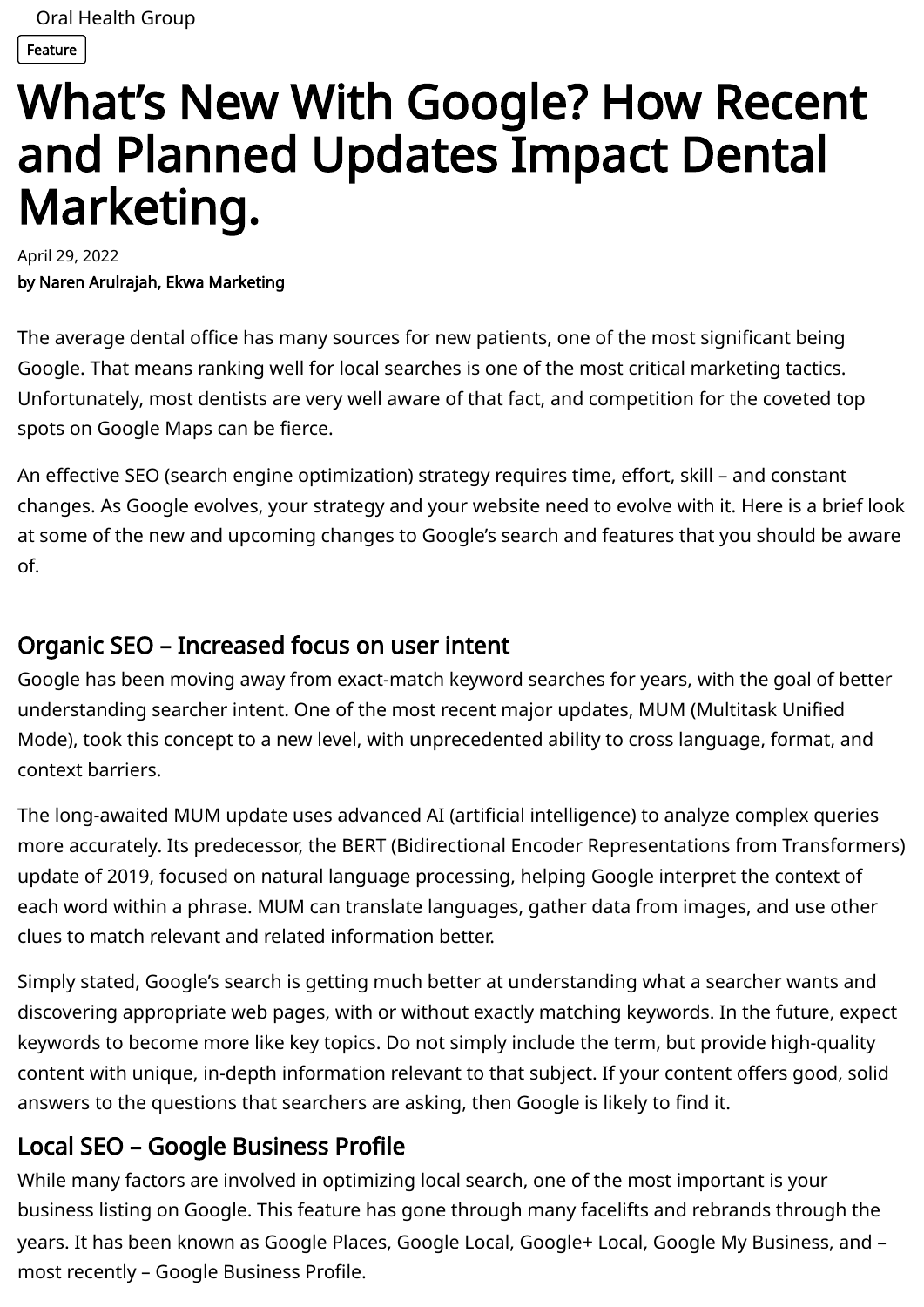Oral Health Group

Feature

# What's New With Google? How Recent and Planned Updates Impact Dental Marketing.

April 29, 2022

**by Naren Arulrajah, Ekwa Marketing**

The average dental office has many sources for new patients, one of the most significant being Google. That means ranking well for local searches is one of the most critical marketing tactics. Unfortunately, most dentists are very well aware of that fact, and competition for the coveted top spots on Google Maps can be fierce.

An effective SEO (search engine optimization) strategy requires time, effort, skill – and constant changes. As Google evolves, your strategy and your website need to evolve with it. Here is a brief look at some of the new and upcoming changes to Google's search and features that you should be aware of.

## Organic SEO – Increased focus on user intent

Google has been moving away from exact-match keyword searches for years, with the goal of better understanding searcher intent. One of the most recent major updates, MUM (Multitask Unified Mode), took this concept to a new level, with unprecedented ability to cross language, format, and context barriers.

The long-awaited MUM update uses advanced AI (artificial intelligence) to analyze complex queries more accurately. Its predecessor, the BERT (Bidirectional Encoder Representations from Transformers) update of 2019, focused on natural language processing, helping Google interpret the context of each word within a phrase. MUM can translate languages, gather data from images, and use other clues to match relevant and related information better.

Simply stated, Google's search is getting much better at understanding what a searcher wants and discovering appropriate web pages, with or without exactly matching keywords. In the future, expect keywords to become more like key topics. Do not simply include the term, but provide high-quality content with unique, in-depth information relevant to that subject. If your content offers good, solid answers to the questions that searchers are asking, then Google is likely to find it.

## Local SEO – Google Business Profile

While many factors are involved in optimizing local search, one of the most important is your business listing on Google. This feature has gone through many facelifts and rebrands through the years. It has been known as Google Places, Google Local, Google+ Local, Google My Business, and – most recently – Google Business Profile.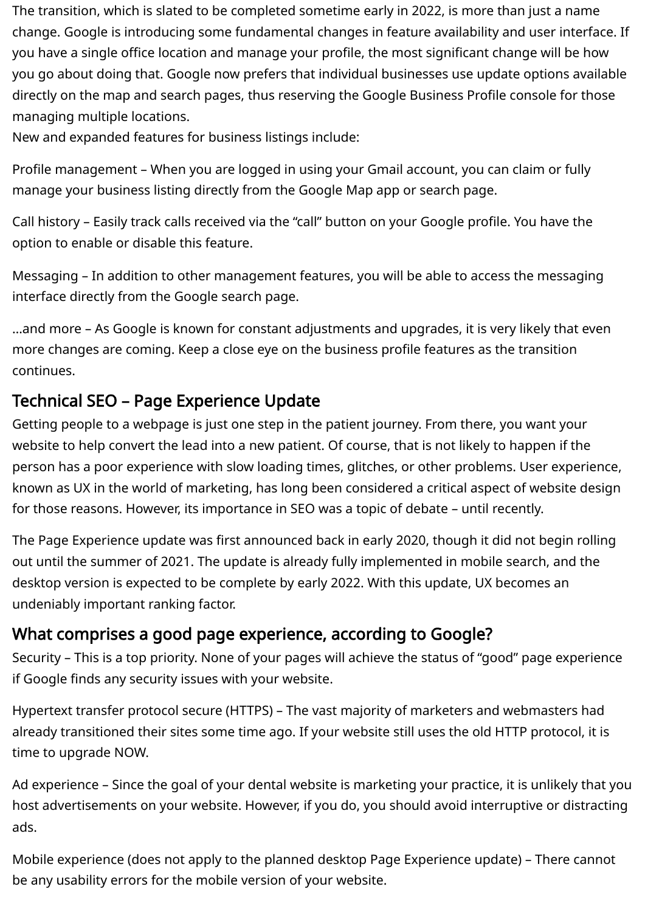The transition, which is slated to be completed sometime early in 2022, is more than just a name change. Google is introducing some fundamental changes in feature availability and user interface. If you have a single office location and manage your profile, the most significant change will be how you go about doing that. Google now prefers that individual businesses use update options available directly on the map and search pages, thus reserving the Google Business Profile console for those managing multiple locations.

New and expanded features for business listings include:

Profile management – When you are logged in using your Gmail account, you can claim or fully manage your business listing directly from the Google Map app or search page.

Call history – Easily track calls received via the "call" button on your Google profile. You have the option to enable or disable this feature.

Messaging – In addition to other management features, you will be able to access the messaging interface directly from the Google search page.

…and more – As Google is known for constant adjustments and upgrades, it is very likely that even more changes are coming. Keep a close eye on the business profile features as the transition continues.

## Technical SEO – Page Experience Update

Getting people to a webpage is just one step in the patient journey. From there, you want your website to help convert the lead into a new patient. Of course, that is not likely to happen if the person has a poor experience with slow loading times, glitches, or other problems. User experience, known as UX in the world of marketing, has long been considered a critical aspect of website design for those reasons. However, its importance in SEO was a topic of debate – until recently.

The Page Experience update was first announced back in early 2020, though it did not begin rolling out until the summer of 2021. The update is already fully implemented in mobile search, and the desktop version is expected to be complete by early 2022. With this update, UX becomes an undeniably important ranking factor.

## What comprises a good page experience, according to Google?

Security – This is a top priority. None of your pages will achieve the status of "good" page experience if Google finds any security issues with your website.

Hypertext transfer protocol secure (HTTPS) – The vast majority of marketers and webmasters had already transitioned their sites some time ago. If your website still uses the old HTTP protocol, it is time to upgrade NOW.

Ad experience – Since the goal of your dental website is marketing your practice, it is unlikely that you host advertisements on your website. However, if you do, you should avoid interruptive or distracting ads.

Mobile experience (does not apply to the planned desktop Page Experience update) – There cannot be any usability errors for the mobile version of your website.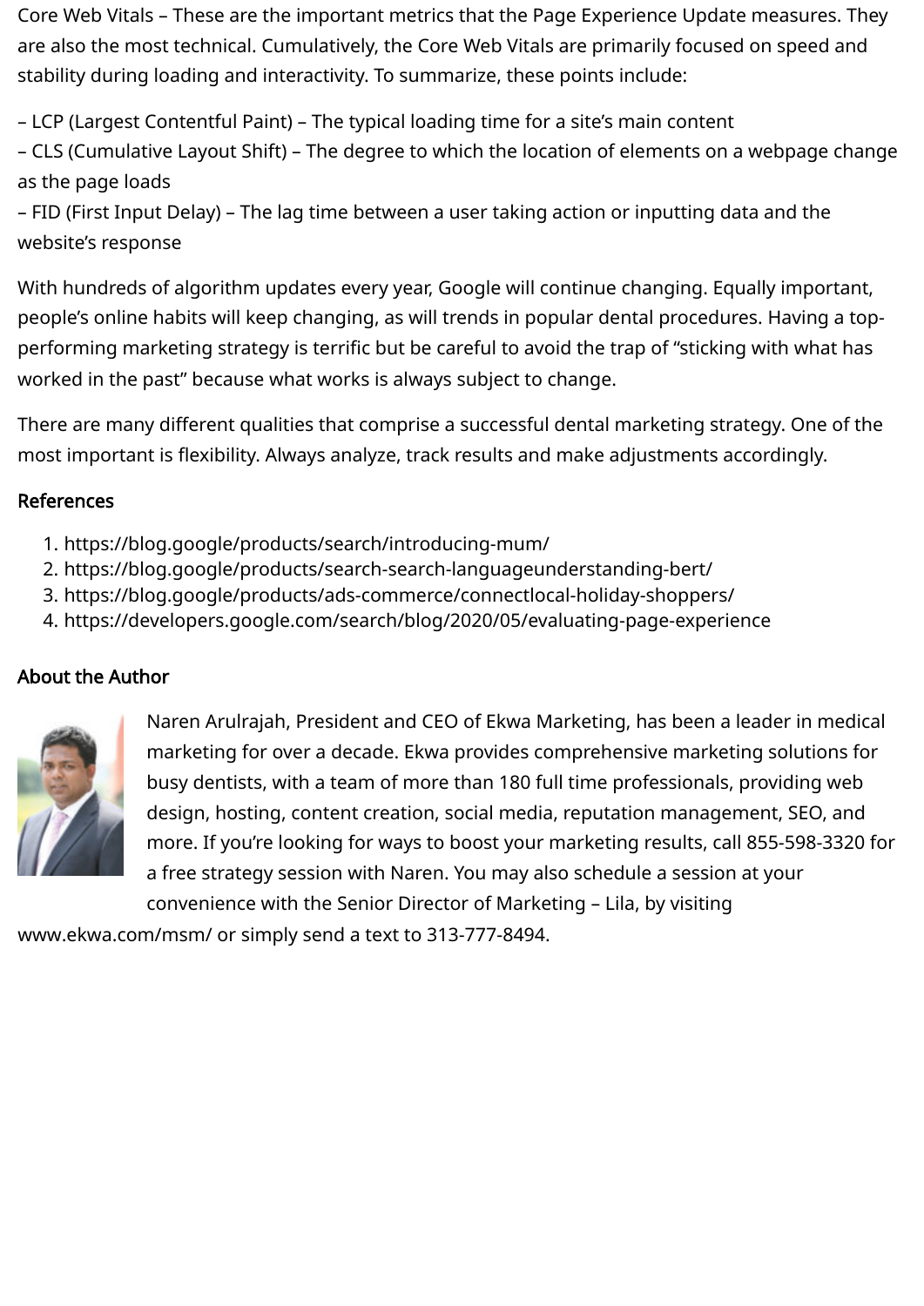Core Web Vitals – These are the important metrics that the Page Experience Update measures. They are also the most technical. Cumulatively, the Core Web Vitals are primarily focused on speed and stability during loading and interactivity. To summarize, these points include:

– LCP (Largest Contentful Paint) – The typical loading time for a site's main content
– CLS (Cumulative Layout Shift) – The degree to which the location of elements on a webpage change as the page loads
– FID (First Input Delay) – The lag time between a user taking action or inputting data and the website's response

With hundreds of algorithm updates every year, Google will continue changing. Equally important, people's online habits will keep changing, as will trends in popular dental procedures. Having a top-performing marketing strategy is terrific but be careful to avoid the trap of "sticking with what has worked in the past" because what works is always subject to change.

There are many different qualities that comprise a successful dental marketing strategy. One of the most important is flexibility. Always analyze, track results and make adjustments accordingly.

## References

1. https://blog.google/products/search/introducing-mum/
2. https://blog.google/products/search-search-languageunderstanding-bert/
3. https://blog.google/products/ads-commerce/connectlocal-holiday-shoppers/
4. https://developers.google.com/search/blog/2020/05/evaluating-page-experience

## About the Author

Naren Arulrajah, President and CEO of Ekwa Marketing, has been a leader in medical marketing for over a decade. Ekwa provides comprehensive marketing solutions for busy dentists, with a team of more than 180 full time professionals, providing web design, hosting, content creation, social media, reputation management, SEO, and more. If you're looking for ways to boost your marketing results, call 855-598-3320 for a free strategy session with Naren. You may also schedule a session at your convenience with the Senior Director of Marketing – Lila, by visiting www.ekwa.com/msm/ or simply send a text to 313-777-8494.